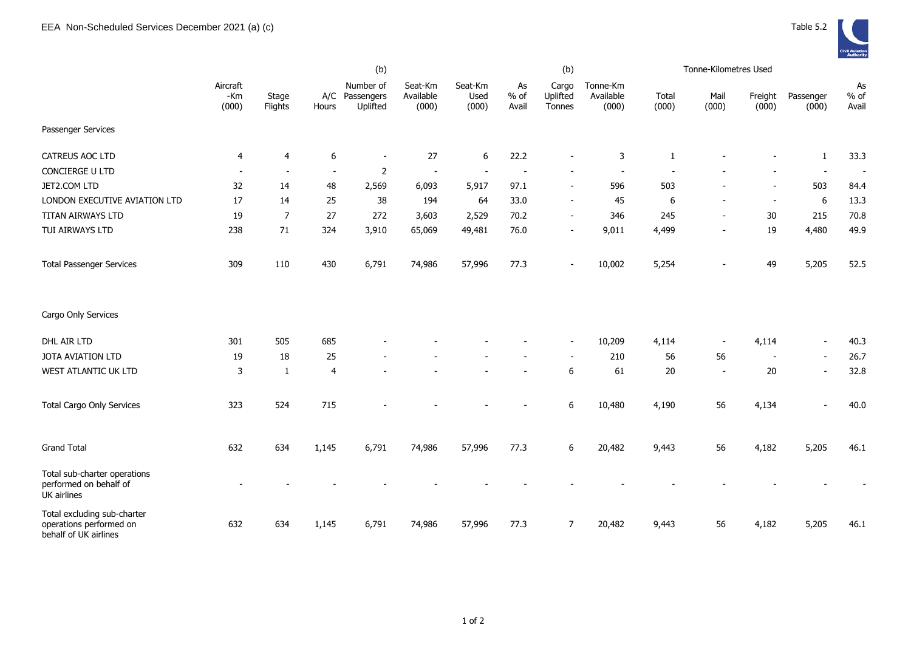EEA Non-Scheduled Services December 2021 (a) (c)

Table 5.2

| | Aircraft -Km (000) | Stage Flights | A/C Hours | (b) Number of Passengers Uplifted | Seat-Km Available (000) | Seat-Km Used (000) | As % of Avail | (b) Cargo Uplifted Tonnes | Tonne-Km Available (000) | Tonne-Kilometres Used Total (000) | Mail (000) | Freight (000) | Passenger (000) | As % of Avail |
|---|---|---|---|---|---|---|---|---|---|---|---|---|---|---|
| Passenger Services | | | | | | | | | | | | | | |
| CATREUS AOC LTD | 4 | 4 | 6 | - | 27 | 6 | 22.2 | - | 3 | 1 | - | - | 1 | 33.3 |
| CONCIERGE U LTD | - | - | - | 2 | - | - | - | - | - | - | - | - | - | - |
| JET2.COM LTD | 32 | 14 | 48 | 2,569 | 6,093 | 5,917 | 97.1 | - | 596 | 503 | - | - | 503 | 84.4 |
| LONDON EXECUTIVE AVIATION LTD | 17 | 14 | 25 | 38 | 194 | 64 | 33.0 | - | 45 | 6 | - | - | 6 | 13.3 |
| TITAN AIRWAYS LTD | 19 | 7 | 27 | 272 | 3,603 | 2,529 | 70.2 | - | 346 | 245 | - | 30 | 215 | 70.8 |
| TUI AIRWAYS LTD | 238 | 71 | 324 | 3,910 | 65,069 | 49,481 | 76.0 | - | 9,011 | 4,499 | - | 19 | 4,480 | 49.9 |
| Total Passenger Services | 309 | 110 | 430 | 6,791 | 74,986 | 57,996 | 77.3 | - | 10,002 | 5,254 | - | 49 | 5,205 | 52.5 |
| Cargo Only Services | | | | | | | | | | | | | | |
| DHL AIR LTD | 301 | 505 | 685 | - | - | - | - | - | 10,209 | 4,114 | - | 4,114 | - | 40.3 |
| JOTA AVIATION LTD | 19 | 18 | 25 | - | - | - | - | - | 210 | 56 | 56 | - | - | 26.7 |
| WEST ATLANTIC UK LTD | 3 | 1 | 4 | - | - | - | - | 6 | 61 | 20 | - | 20 | - | 32.8 |
| Total Cargo Only Services | 323 | 524 | 715 | - | - | - | - | 6 | 10,480 | 4,190 | 56 | 4,134 | - | 40.0 |
| Grand Total | 632 | 634 | 1,145 | 6,791 | 74,986 | 57,996 | 77.3 | 6 | 20,482 | 9,443 | 56 | 4,182 | 5,205 | 46.1 |
| Total sub-charter operations performed on behalf of UK airlines | - | - | - | - | - | - | - | - | - | - | - | - | - | - |
| Total excluding sub-charter operations performed on behalf of UK airlines | 632 | 634 | 1,145 | 6,791 | 74,986 | 57,996 | 77.3 | 7 | 20,482 | 9,443 | 56 | 4,182 | 5,205 | 46.1 |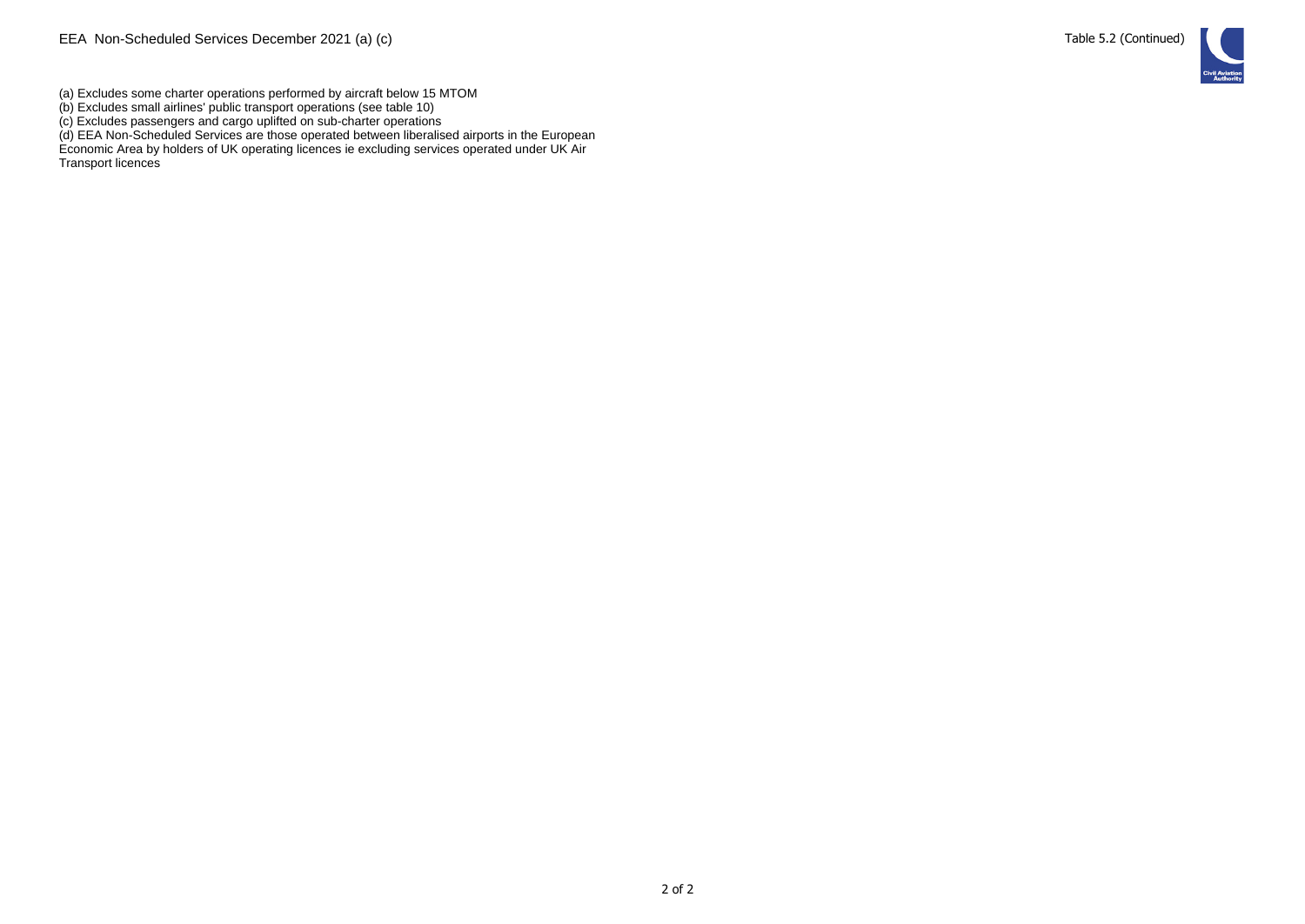EEA Non-Scheduled Services December 2021 (a) (c)

Table 5.2 (Continued)

(a) Excludes some charter operations performed by aircraft below 15 MTOM
(b) Excludes small airlines' public transport operations (see table 10)
(c) Excludes passengers and cargo uplifted on sub-charter operations
(d) EEA Non-Scheduled Services are those operated between liberalised airports in the European Economic Area by holders of UK operating licences ie excluding services operated under UK Air Transport licences